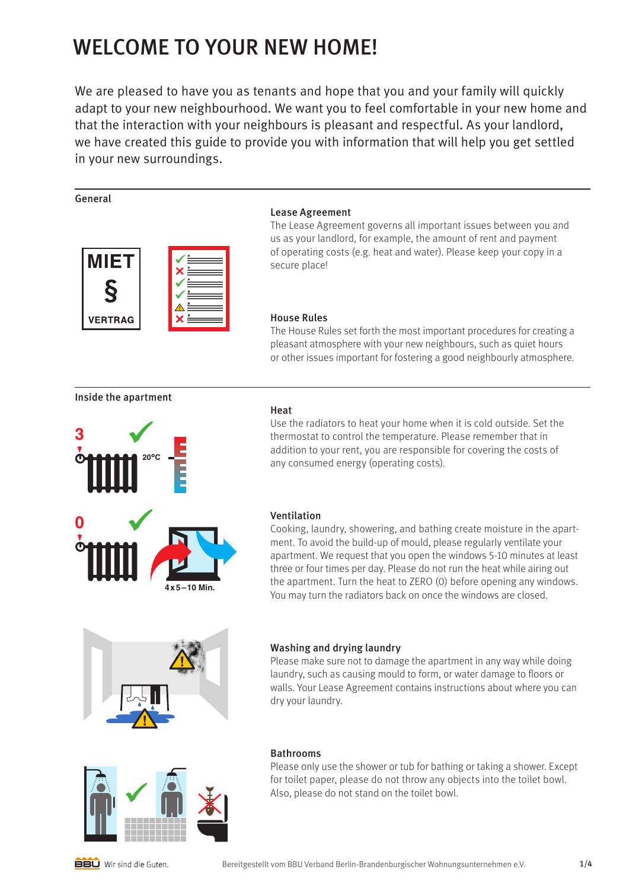# WELCOME TO YOUR NEW HOME!

We are pleased to have you as tenants and hope that you and your family will quickly adapt to your new neighbourhood. We want you to feel comfortable in your new home and that the interaction with your neighbours is pleasant and respectful. As your landlord, we have created this guide to provide you with information that will help you get settled in your new surroundings.

## General

### Lease Agreement

The Lease Agreement governs all important issues between you and us as your landlord, for example, the amount of rent and payment of operating costs (e.g. heat and water). Please keep your copy in a secure place!

### House Rules

The House Rules set forth the most important procedures for creating a pleasant atmosphere with your new neighbours, such as quiet hours or other issues important for fostering a good neighbourly atmosphere.

## Inside the apartment

### Heat

Use the radiators to heat your home when it is cold outside. Set the thermostat to control the temperature. Please remember that in addition to your rent, you are responsible for covering the costs of any consumed energy (operating costs).

### Ventilation

Cooking, laundry, showering, and bathing create moisture in the apartment. To avoid the build-up of mould, please regularly ventilate your apartment. We request that you open the windows 5-10 minutes at least three or four times per day. Please do not run the heat while airing out the apartment. Turn the heat to ZERO (0) before opening any windows. You may turn the radiators back on once the windows are closed.

### Washing and drying laundry

Please make sure not to damage the apartment in any way while doing laundry, such as causing mould to form, or water damage to floors or walls. Your Lease Agreement contains instructions about where you can dry your laundry.

### Bathrooms

Please only use the shower or tub for bathing or taking a shower. Except for toilet paper, please do not throw any objects into the toilet bowl. Also, please do not stand on the toilet bowl.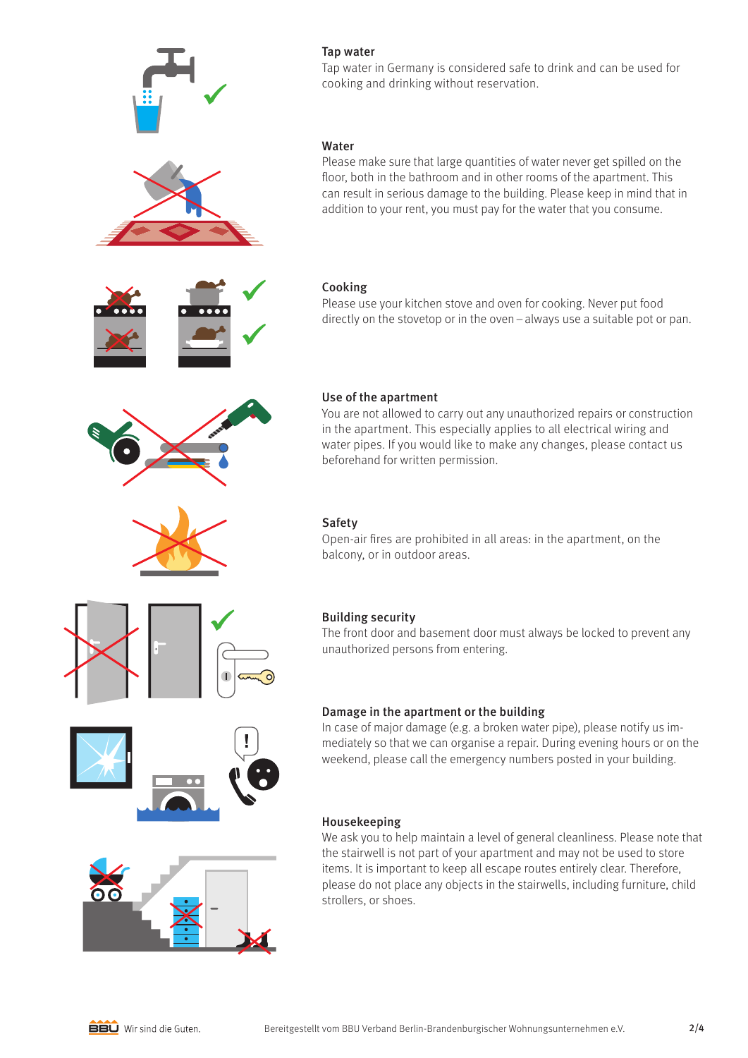### Tap water

Tap water in Germany is considered safe to drink and can be used for cooking and drinking without reservation.

### Water

Please make sure that large quantities of water never get spilled on the floor, both in the bathroom and in other rooms of the apartment. This can result in serious damage to the building. Please keep in mind that in addition to your rent, you must pay for the water that you consume.

### Cooking

Please use your kitchen stove and oven for cooking. Never put food directly on the stovetop or in the oven – always use a suitable pot or pan.

### Use of the apartment

You are not allowed to carry out any unauthorized repairs or construction in the apartment. This especially applies to all electrical wiring and water pipes. If you would like to make any changes, please contact us beforehand for written permission.

### Safety

Open-air fires are prohibited in all areas: in the apartment, on the balcony, or in outdoor areas.

### Building security

The front door and basement door must always be locked to prevent any unauthorized persons from entering.

### Damage in the apartment or the building

In case of major damage (e.g. a broken water pipe), please notify us immediately so that we can organise a repair. During evening hours or on the weekend, please call the emergency numbers posted in your building.

### Housekeeping

We ask you to help maintain a level of general cleanliness. Please note that the stairwell is not part of your apartment and may not be used to store items. It is important to keep all escape routes entirely clear. Therefore, please do not place any objects in the stairwells, including furniture, child strollers, or shoes.

BBU Wir sind die Guten. Bereitgestellt vom BBU Verband Berlin-Brandenburgischer Wohnungsunternehmen e.V.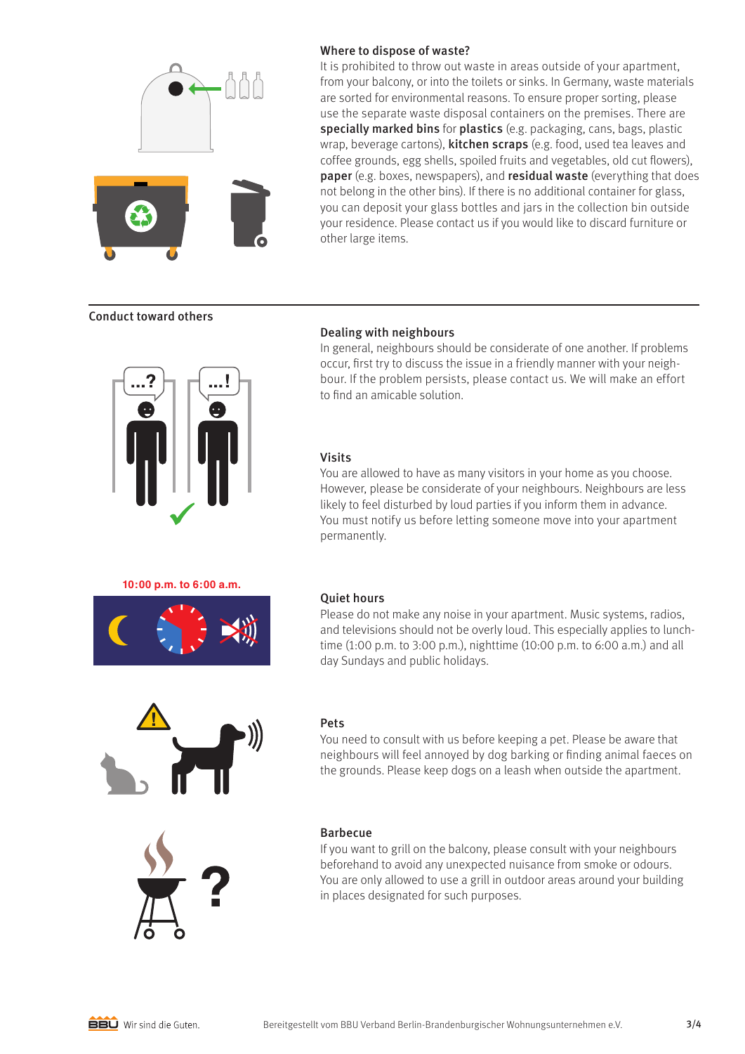### Where to dispose of waste?

It is prohibited to throw out waste in areas outside of your apartment, from your balcony, or into the toilets or sinks. In Germany, waste materials are sorted for environmental reasons. To ensure proper sorting, please use the separate waste disposal containers on the premises. There are **specially marked bins** for **plastics** (e.g. packaging, cans, bags, plastic wrap, beverage cartons), **kitchen scraps** (e.g. food, used tea leaves and coffee grounds, egg shells, spoiled fruits and vegetables, old cut flowers), **paper** (e.g. boxes, newspapers), and **residual waste** (everything that does not belong in the other bins). If there is no additional container for glass, you can deposit your glass bottles and jars in the collection bin outside your residence. Please contact us if you would like to discard furniture or other large items.

## Conduct toward others

### Dealing with neighbours

In general, neighbours should be considerate of one another. If problems occur, first try to discuss the issue in a friendly manner with your neighbour. If the problem persists, please contact us. We will make an effort to find an amicable solution.

### Visits

You are allowed to have as many visitors in your home as you choose. However, please be considerate of your neighbours. Neighbours are less likely to feel disturbed by loud parties if you inform them in advance. You must notify us before letting someone move into your apartment permanently.

10:00 p.m. to 6:00 a.m.

### Quiet hours

Please do not make any noise in your apartment. Music systems, radios, and televisions should not be overly loud. This especially applies to lunchtime (1:00 p.m. to 3:00 p.m.), nighttime (10:00 p.m. to 6:00 a.m.) and all day Sundays and public holidays.

### Pets

You need to consult with us before keeping a pet. Please be aware that neighbours will feel annoyed by dog barking or finding animal faeces on the grounds. Please keep dogs on a leash when outside the apartment.

### Barbecue

If you want to grill on the balcony, please consult with your neighbours beforehand to avoid any unexpected nuisance from smoke or odours. You are only allowed to use a grill in outdoor areas around your building in places designated for such purposes.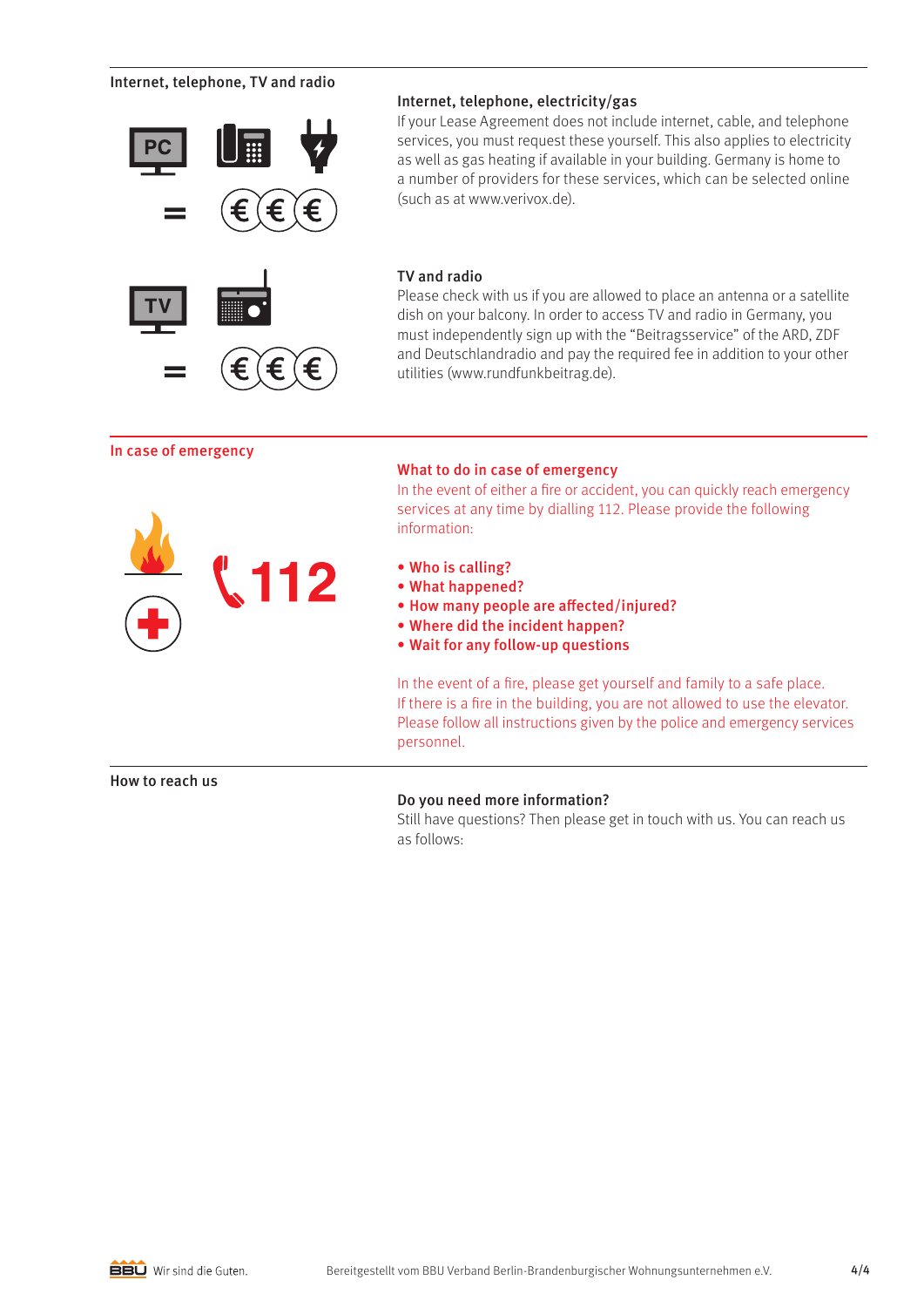## Internet, telephone, TV and radio

PC

=

€ € €

### Internet, telephone, electricity/gas

If your Lease Agreement does not include internet, cable, and telephone services, you must request these yourself. This also applies to electricity as well as gas heating if available in your building. Germany is home to a number of providers for these services, which can be selected online (such as at www.verivox.de).

TV

=

€ € €

### TV and radio

Please check with us if you are allowed to place an antenna or a satellite dish on your balcony. In order to access TV and radio in Germany, you must independently sign up with the “Beitragsservice” of the ARD, ZDF and Deutschlandradio and pay the required fee in addition to your other utilities (www.rundfunkbeitrag.de).

## In case of emergency

112

### What to do in case of emergency

In the event of either a fire or accident, you can quickly reach emergency services at any time by dialling 112. Please provide the following information:

- **Who is calling?**
- **What happened?**
- **How many people are affected/injured?**
- **Where did the incident happen?**
- **Wait for any follow-up questions**

In the event of a fire, please get yourself and family to a safe place. If there is a fire in the building, you are not allowed to use the elevator. Please follow all instructions given by the police and emergency services personnel.

## How to reach us

### Do you need more information?

Still have questions? Then please get in touch with us. You can reach us as follows: